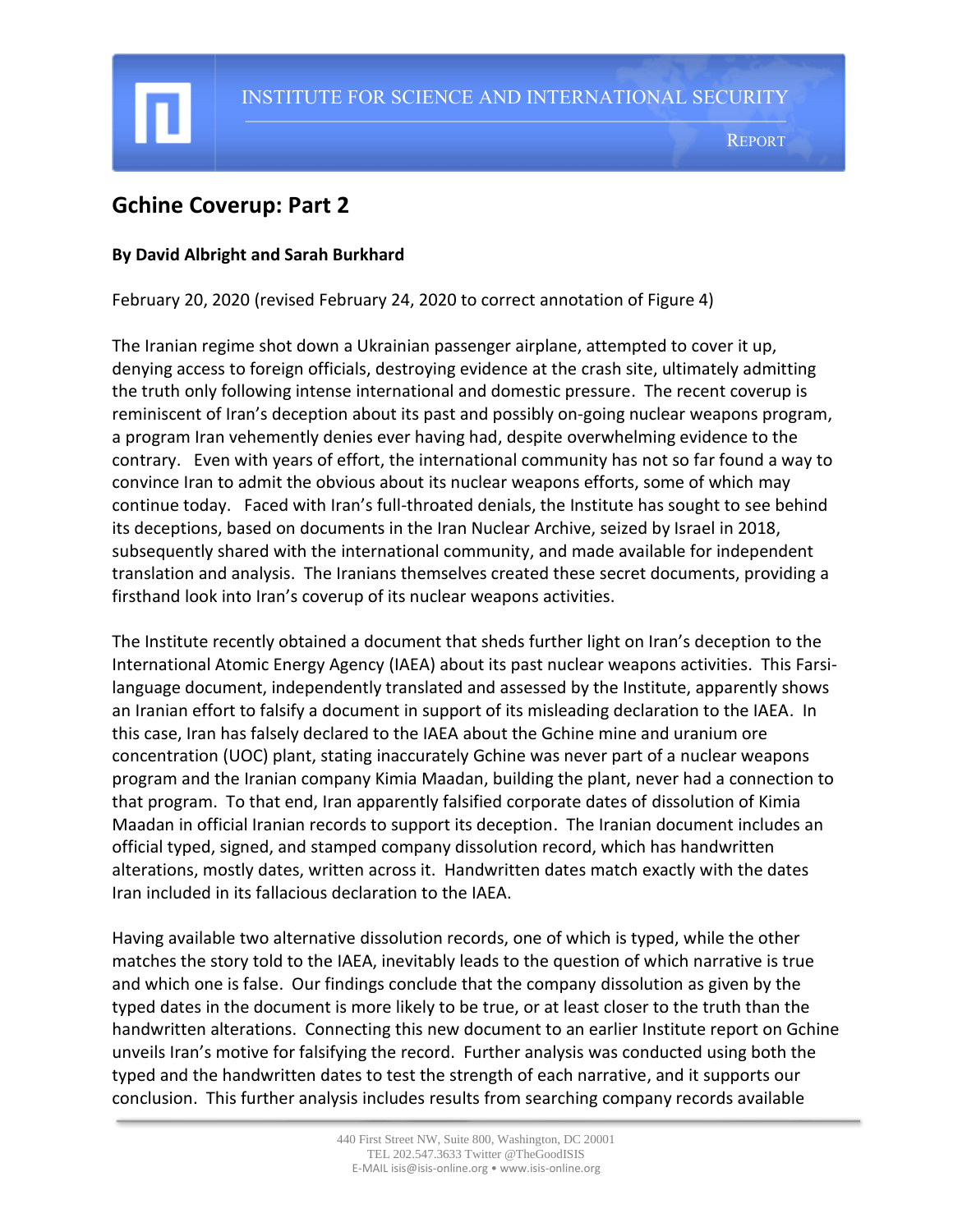# Gchine Coverup: Part 2

**By David Albright and Sarah Burkhard**

February 20, 2020 (revised February 24, 2020 to correct annotation of Figure 4)

The Iranian regime shot down a Ukrainian passenger airplane, attempted to cover it up, denying access to foreign officials, destroying evidence at the crash site, ultimately admitting the truth only following intense international and domestic pressure. The recent coverup is reminiscent of Iran's deception about its past and possibly on-going nuclear weapons program, a program Iran vehemently denies ever having had, despite overwhelming evidence to the contrary. Even with years of effort, the international community has not so far found a way to convince Iran to admit the obvious about its nuclear weapons efforts, some of which may continue today. Faced with Iran's full-throated denials, the Institute has sought to see behind its deceptions, based on documents in the Iran Nuclear Archive, seized by Israel in 2018, subsequently shared with the international community, and made available for independent translation and analysis. The Iranians themselves created these secret documents, providing a firsthand look into Iran's coverup of its nuclear weapons activities.

The Institute recently obtained a document that sheds further light on Iran's deception to the International Atomic Energy Agency (IAEA) about its past nuclear weapons activities. This Farsi-language document, independently translated and assessed by the Institute, apparently shows an Iranian effort to falsify a document in support of its misleading declaration to the IAEA. In this case, Iran has falsely declared to the IAEA about the Gchine mine and uranium ore concentration (UOC) plant, stating inaccurately Gchine was never part of a nuclear weapons program and the Iranian company Kimia Maadan, building the plant, never had a connection to that program. To that end, Iran apparently falsified corporate dates of dissolution of Kimia Maadan in official Iranian records to support its deception. The Iranian document includes an official typed, signed, and stamped company dissolution record, which has handwritten alterations, mostly dates, written across it. Handwritten dates match exactly with the dates Iran included in its fallacious declaration to the IAEA.

Having available two alternative dissolution records, one of which is typed, while the other matches the story told to the IAEA, inevitably leads to the question of which narrative is true and which one is false. Our findings conclude that the company dissolution as given by the typed dates in the document is more likely to be true, or at least closer to the truth than the handwritten alterations. Connecting this new document to an earlier Institute report on Gchine unveils Iran's motive for falsifying the record. Further analysis was conducted using both the typed and the handwritten dates to test the strength of each narrative, and it supports our conclusion. This further analysis includes results from searching company records available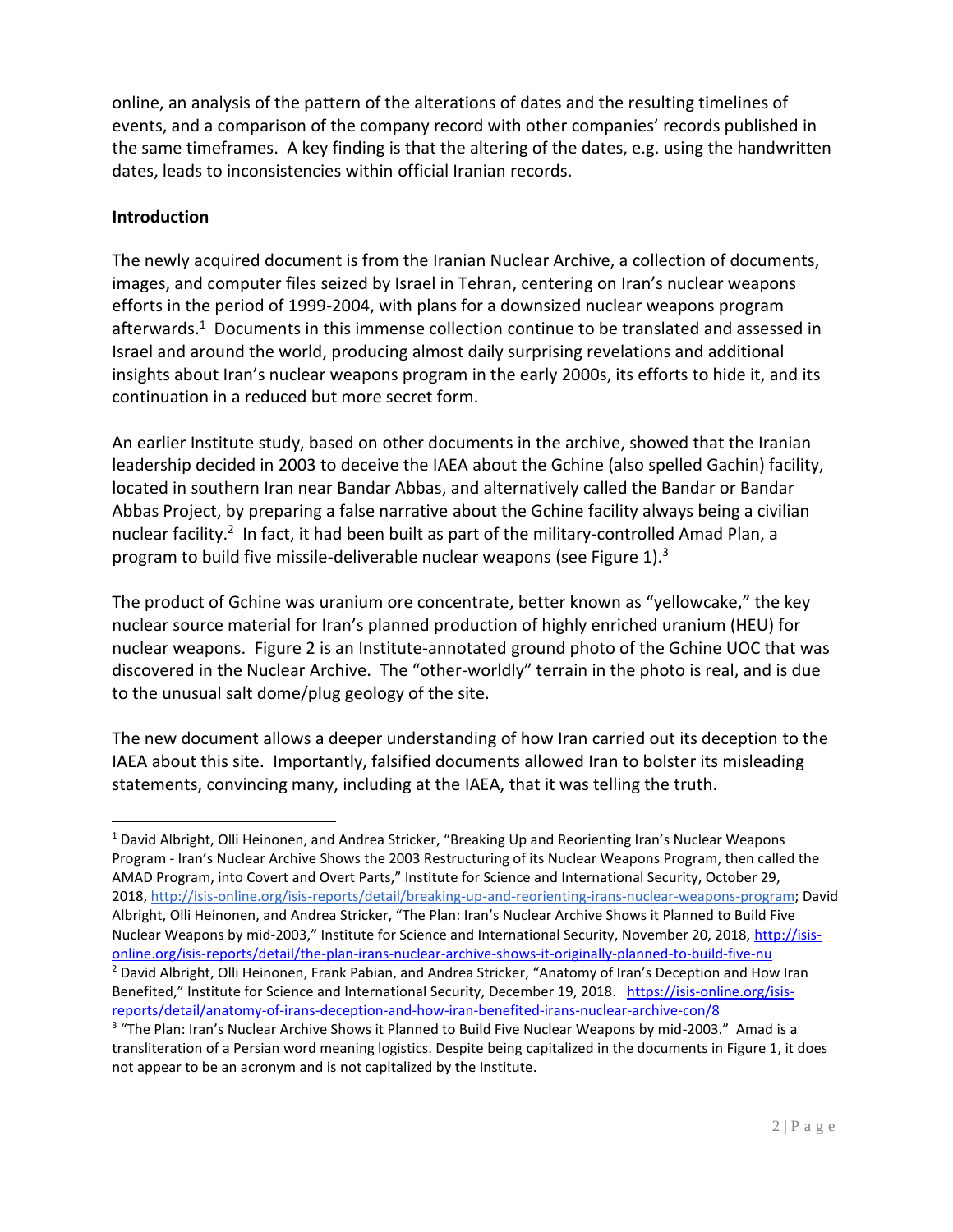online, an analysis of the pattern of the alterations of dates and the resulting timelines of events, and a comparison of the company record with other companies' records published in the same timeframes. A key finding is that the altering of the dates, e.g. using the handwritten dates, leads to inconsistencies within official Iranian records.

**Introduction**

The newly acquired document is from the Iranian Nuclear Archive, a collection of documents, images, and computer files seized by Israel in Tehran, centering on Iran's nuclear weapons efforts in the period of 1999-2004, with plans for a downsized nuclear weapons program afterwards.[1] Documents in this immense collection continue to be translated and assessed in Israel and around the world, producing almost daily surprising revelations and additional insights about Iran's nuclear weapons program in the early 2000s, its efforts to hide it, and its continuation in a reduced but more secret form.

An earlier Institute study, based on other documents in the archive, showed that the Iranian leadership decided in 2003 to deceive the IAEA about the Gchine (also spelled Gachin) facility, located in southern Iran near Bandar Abbas, and alternatively called the Bandar or Bandar Abbas Project, by preparing a false narrative about the Gchine facility always being a civilian nuclear facility.[2] In fact, it had been built as part of the military-controlled Amad Plan, a program to build five missile-deliverable nuclear weapons (see Figure 1).[3]

The product of Gchine was uranium ore concentrate, better known as "yellowcake," the key nuclear source material for Iran's planned production of highly enriched uranium (HEU) for nuclear weapons. Figure 2 is an Institute-annotated ground photo of the Gchine UOC that was discovered in the Nuclear Archive. The "other-worldly" terrain in the photo is real, and is due to the unusual salt dome/plug geology of the site.

The new document allows a deeper understanding of how Iran carried out its deception to the IAEA about this site. Importantly, falsified documents allowed Iran to bolster its misleading statements, convincing many, including at the IAEA, that it was telling the truth.

---

[1] David Albright, Olli Heinonen, and Andrea Stricker, "Breaking Up and Reorienting Iran's Nuclear Weapons Program - Iran's Nuclear Archive Shows the 2003 Restructuring of its Nuclear Weapons Program, then called the AMAD Program, into Covert and Overt Parts," Institute for Science and International Security, October 29, 2018, http://isis-online.org/isis-reports/detail/breaking-up-and-reorienting-irans-nuclear-weapons-program; David Albright, Olli Heinonen, and Andrea Stricker, "The Plan: Iran's Nuclear Archive Shows it Planned to Build Five Nuclear Weapons by mid-2003," Institute for Science and International Security, November 20, 2018, http://isis-online.org/isis-reports/detail/the-plan-irans-nuclear-archive-shows-it-originally-planned-to-build-five-nu

[2] David Albright, Olli Heinonen, Frank Pabian, and Andrea Stricker, "Anatomy of Iran's Deception and How Iran Benefited," Institute for Science and International Security, December 19, 2018. https://isis-online.org/isis-reports/detail/anatomy-of-irans-deception-and-how-iran-benefited-irans-nuclear-archive-con/8

[3] "The Plan: Iran's Nuclear Archive Shows it Planned to Build Five Nuclear Weapons by mid-2003." Amad is a transliteration of a Persian word meaning logistics. Despite being capitalized in the documents in Figure 1, it does not appear to be an acronym and is not capitalized by the Institute.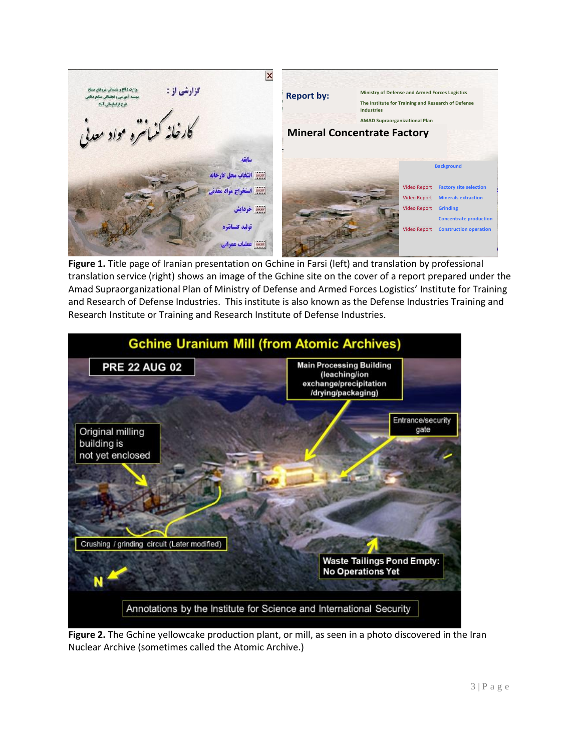**Figure 1.** Title page of Iranian presentation on Gchine in Farsi (left) and translation by professional translation service (right) shows an image of the Gchine site on the cover of a report prepared under the Amad Supraorganizational Plan of Ministry of Defense and Armed Forces Logistics' Institute for Training and Research of Defense Industries. This institute is also known as the Defense Industries Training and Research Institute or Training and Research Institute of Defense Industries.

**Figure 2.** The Gchine yellowcake production plant, or mill, as seen in a photo discovered in the Iran Nuclear Archive (sometimes called the Atomic Archive.)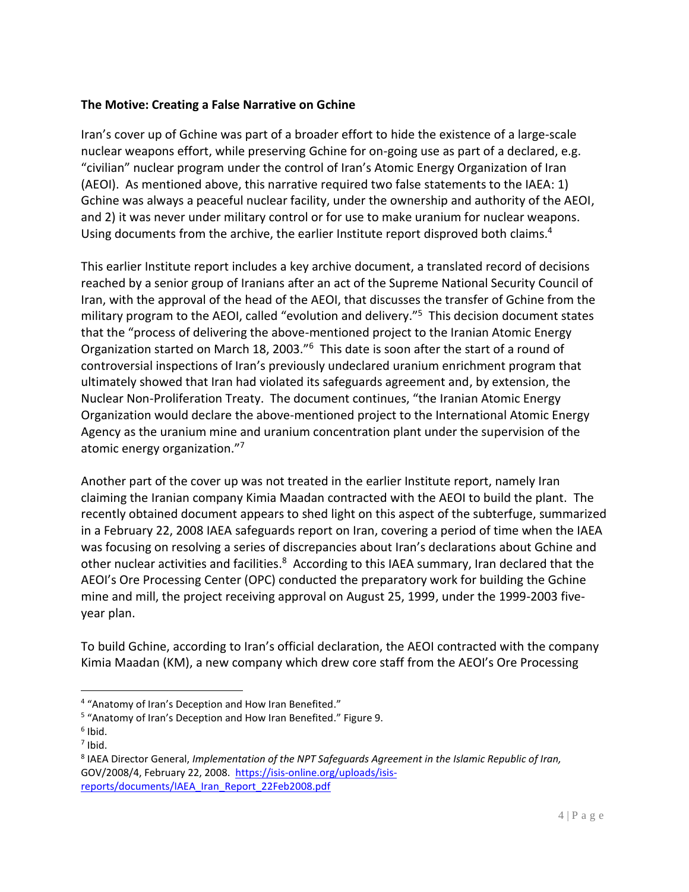**The Motive: Creating a False Narrative on Gchine**

Iran's cover up of Gchine was part of a broader effort to hide the existence of a large-scale nuclear weapons effort, while preserving Gchine for on-going use as part of a declared, e.g. "civilian" nuclear program under the control of Iran's Atomic Energy Organization of Iran (AEOI). As mentioned above, this narrative required two false statements to the IAEA: 1) Gchine was always a peaceful nuclear facility, under the ownership and authority of the AEOI, and 2) it was never under military control or for use to make uranium for nuclear weapons. Using documents from the archive, the earlier Institute report disproved both claims.[4]

This earlier Institute report includes a key archive document, a translated record of decisions reached by a senior group of Iranians after an act of the Supreme National Security Council of Iran, with the approval of the head of the AEOI, that discusses the transfer of Gchine from the military program to the AEOI, called "evolution and delivery."[5] This decision document states that the "process of delivering the above-mentioned project to the Iranian Atomic Energy Organization started on March 18, 2003."[6] This date is soon after the start of a round of controversial inspections of Iran's previously undeclared uranium enrichment program that ultimately showed that Iran had violated its safeguards agreement and, by extension, the Nuclear Non-Proliferation Treaty. The document continues, "the Iranian Atomic Energy Organization would declare the above-mentioned project to the International Atomic Energy Agency as the uranium mine and uranium concentration plant under the supervision of the atomic energy organization."[7]

Another part of the cover up was not treated in the earlier Institute report, namely Iran claiming the Iranian company Kimia Maadan contracted with the AEOI to build the plant. The recently obtained document appears to shed light on this aspect of the subterfuge, summarized in a February 22, 2008 IAEA safeguards report on Iran, covering a period of time when the IAEA was focusing on resolving a series of discrepancies about Iran's declarations about Gchine and other nuclear activities and facilities.[8] According to this IAEA summary, Iran declared that the AEOI's Ore Processing Center (OPC) conducted the preparatory work for building the Gchine mine and mill, the project receiving approval on August 25, 1999, under the 1999-2003 five-year plan.

To build Gchine, according to Iran's official declaration, the AEOI contracted with the company Kimia Maadan (KM), a new company which drew core staff from the AEOI's Ore Processing

---

[4] "Anatomy of Iran's Deception and How Iran Benefited."

[5] "Anatomy of Iran's Deception and How Iran Benefited." Figure 9.

[6] Ibid.

[7] Ibid.

[8] IAEA Director General, *Implementation of the NPT Safeguards Agreement in the Islamic Republic of Iran,* GOV/2008/4, February 22, 2008. https://isis-online.org/uploads/isis-reports/documents/IAEA_Iran_Report_22Feb2008.pdf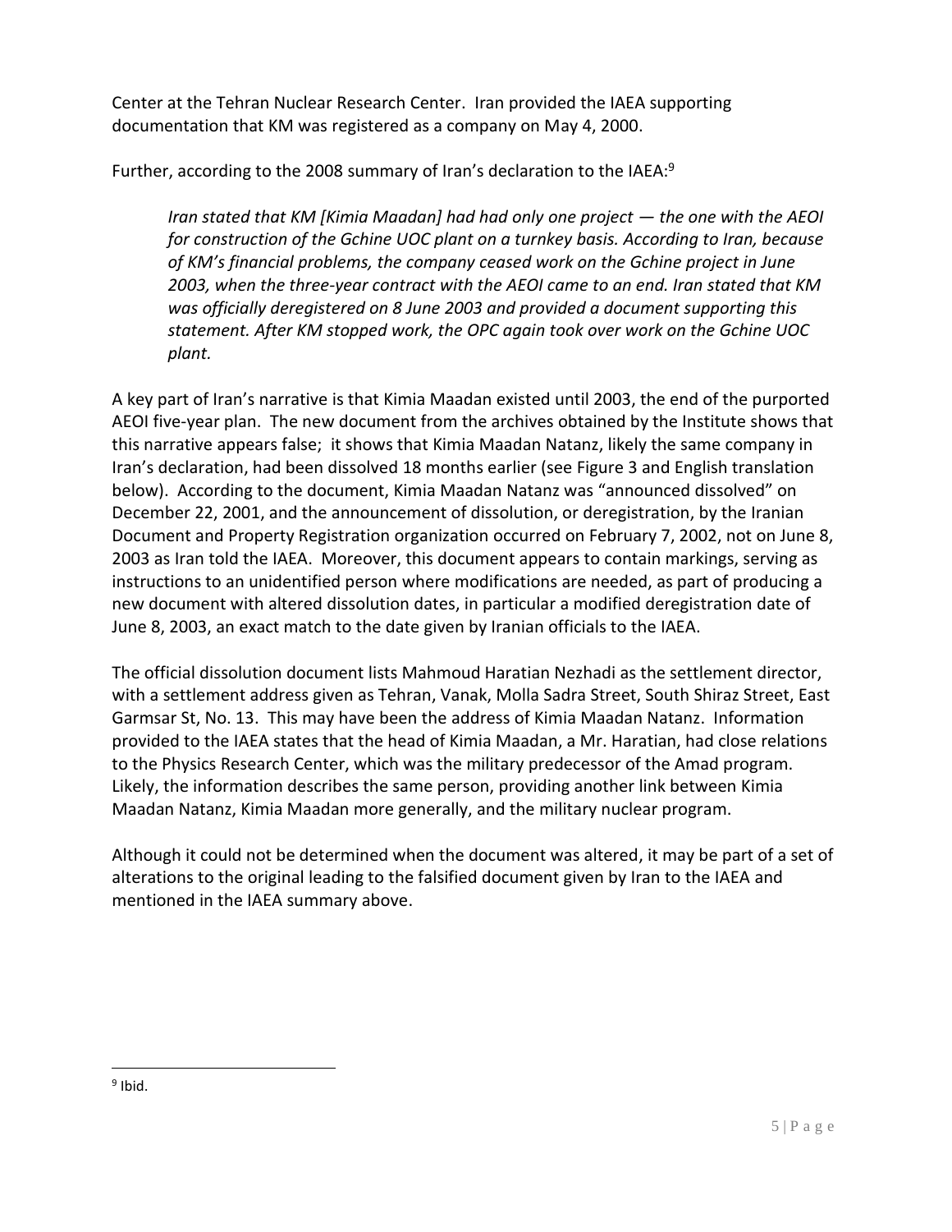Center at the Tehran Nuclear Research Center. Iran provided the IAEA supporting documentation that KM was registered as a company on May 4, 2000.

Further, according to the 2008 summary of Iran's declaration to the IAEA:[9]

> *Iran stated that KM [Kimia Maadan] had had only one project — the one with the AEOI for construction of the Gchine UOC plant on a turnkey basis. According to Iran, because of KM's financial problems, the company ceased work on the Gchine project in June 2003, when the three-year contract with the AEOI came to an end. Iran stated that KM was officially deregistered on 8 June 2003 and provided a document supporting this statement. After KM stopped work, the OPC again took over work on the Gchine UOC plant.*

A key part of Iran's narrative is that Kimia Maadan existed until 2003, the end of the purported AEOI five-year plan. The new document from the archives obtained by the Institute shows that this narrative appears false; it shows that Kimia Maadan Natanz, likely the same company in Iran's declaration, had been dissolved 18 months earlier (see Figure 3 and English translation below). According to the document, Kimia Maadan Natanz was "announced dissolved" on December 22, 2001, and the announcement of dissolution, or deregistration, by the Iranian Document and Property Registration organization occurred on February 7, 2002, not on June 8, 2003 as Iran told the IAEA. Moreover, this document appears to contain markings, serving as instructions to an unidentified person where modifications are needed, as part of producing a new document with altered dissolution dates, in particular a modified deregistration date of June 8, 2003, an exact match to the date given by Iranian officials to the IAEA.

The official dissolution document lists Mahmoud Haratian Nezhadi as the settlement director, with a settlement address given as Tehran, Vanak, Molla Sadra Street, South Shiraz Street, East Garmsar St, No. 13. This may have been the address of Kimia Maadan Natanz. Information provided to the IAEA states that the head of Kimia Maadan, a Mr. Haratian, had close relations to the Physics Research Center, which was the military predecessor of the Amad program. Likely, the information describes the same person, providing another link between Kimia Maadan Natanz, Kimia Maadan more generally, and the military nuclear program.

Although it could not be determined when the document was altered, it may be part of a set of alterations to the original leading to the falsified document given by Iran to the IAEA and mentioned in the IAEA summary above.

[9] Ibid.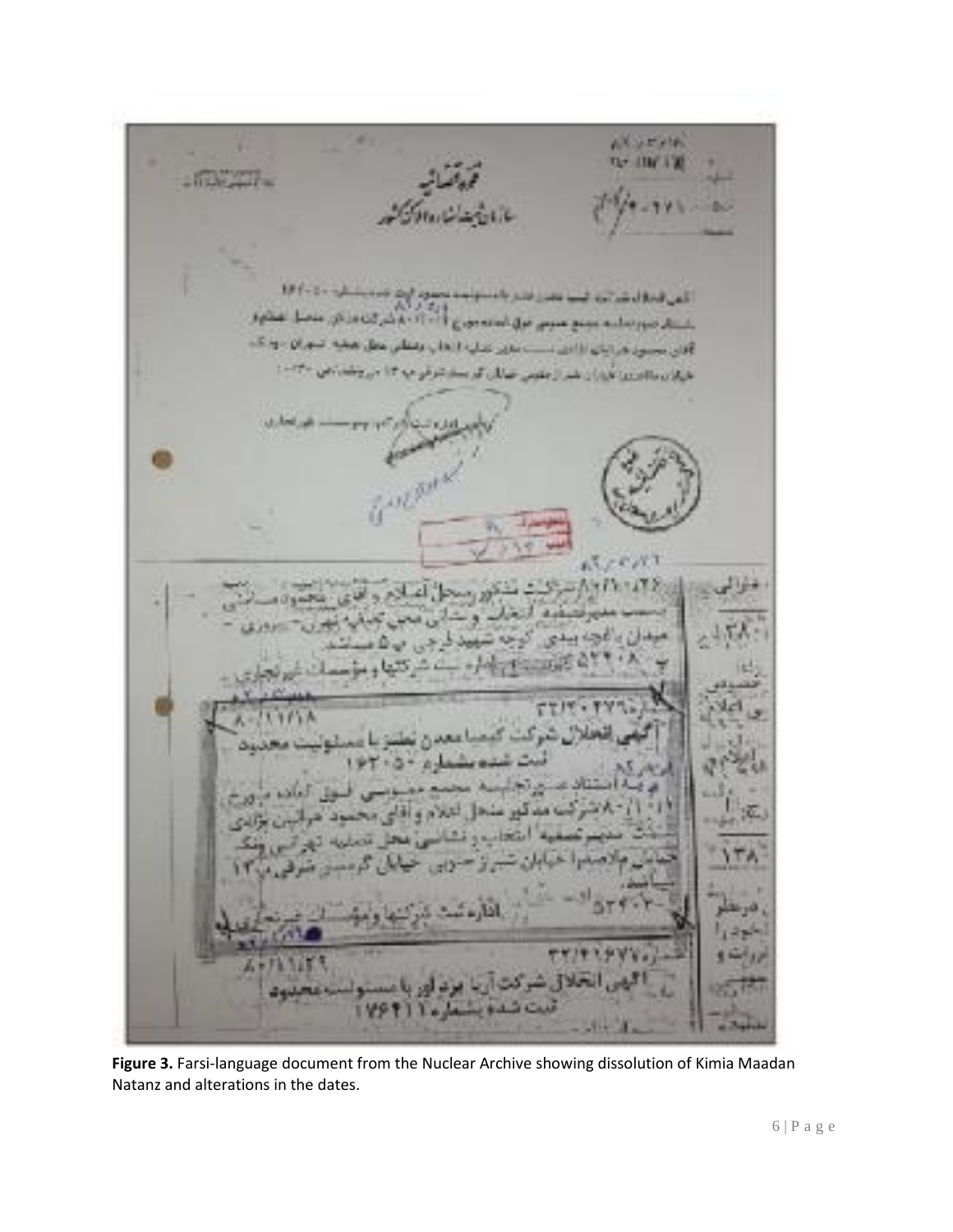**Figure 3.** Farsi-language document from the Nuclear Archive showing dissolution of Kimia Maadan Natanz and alterations in the dates.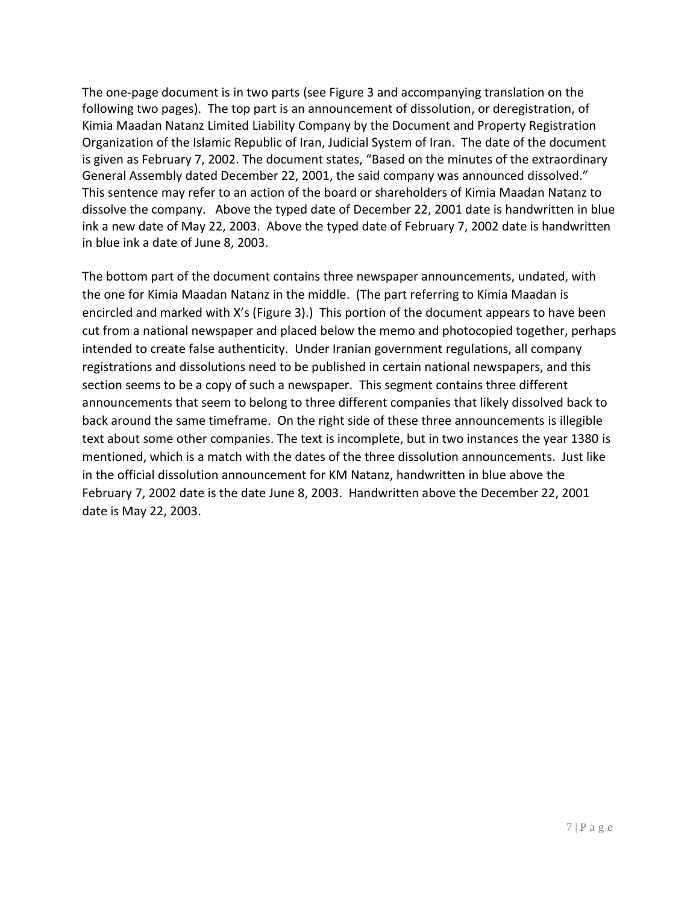The one-page document is in two parts (see Figure 3 and accompanying translation on the following two pages). The top part is an announcement of dissolution, or deregistration, of Kimia Maadan Natanz Limited Liability Company by the Document and Property Registration Organization of the Islamic Republic of Iran, Judicial System of Iran. The date of the document is given as February 7, 2002. The document states, "Based on the minutes of the extraordinary General Assembly dated December 22, 2001, the said company was announced dissolved." This sentence may refer to an action of the board or shareholders of Kimia Maadan Natanz to dissolve the company. Above the typed date of December 22, 2001 date is handwritten in blue ink a new date of May 22, 2003. Above the typed date of February 7, 2002 date is handwritten in blue ink a date of June 8, 2003.

The bottom part of the document contains three newspaper announcements, undated, with the one for Kimia Maadan Natanz in the middle. (The part referring to Kimia Maadan is encircled and marked with X's (Figure 3).) This portion of the document appears to have been cut from a national newspaper and placed below the memo and photocopied together, perhaps intended to create false authenticity. Under Iranian government regulations, all company registrations and dissolutions need to be published in certain national newspapers, and this section seems to be a copy of such a newspaper. This segment contains three different announcements that seem to belong to three different companies that likely dissolved back to back around the same timeframe. On the right side of these three announcements is illegible text about some other companies. The text is incomplete, but in two instances the year 1380 is mentioned, which is a match with the dates of the three dissolution announcements. Just like in the official dissolution announcement for KM Natanz, handwritten in blue above the February 7, 2002 date is the date June 8, 2003. Handwritten above the December 22, 2001 date is May 22, 2003.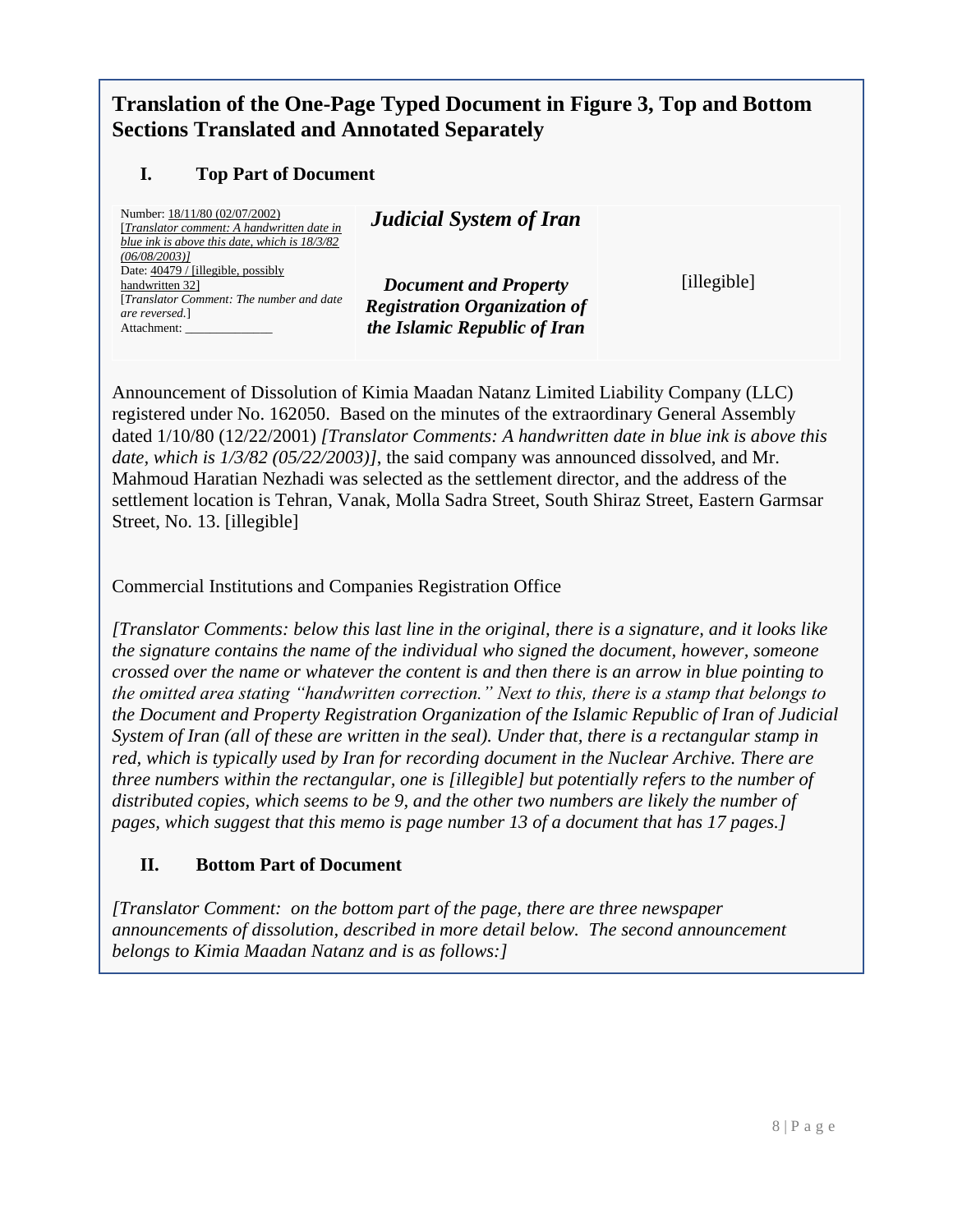## Translation of the One-Page Typed Document in Figure 3, Top and Bottom Sections Translated and Annotated Separately

### I. Top Part of Document

| Number: 18/11/80 (02/07/2002) [*Translator comment: A handwritten date in blue ink is above this date, which is 18/3/82 (06/08/2003)*] Date: 40479 / [illegible, possibly handwritten 32] [*Translator Comment: The number and date are reversed.*] Attachment: ______________ | ***Judicial System of Iran*** ***Document and Property Registration Organization of the Islamic Republic of Iran*** | [illegible] |
|---|---|---|

Announcement of Dissolution of Kimia Maadan Natanz Limited Liability Company (LLC) registered under No. 162050. Based on the minutes of the extraordinary General Assembly dated 1/10/80 (12/22/2001) *[Translator Comments: A handwritten date in blue ink is above this date, which is 1/3/82 (05/22/2003)]*, the said company was announced dissolved, and Mr. Mahmoud Haratian Nezhadi was selected as the settlement director, and the address of the settlement location is Tehran, Vanak, Molla Sadra Street, South Shiraz Street, Eastern Garmsar Street, No. 13. [illegible]

Commercial Institutions and Companies Registration Office

*[Translator Comments: below this last line in the original, there is a signature, and it looks like the signature contains the name of the individual who signed the document, however, someone crossed over the name or whatever the content is and then there is an arrow in blue pointing to the omitted area stating "handwritten correction." Next to this, there is a stamp that belongs to the Document and Property Registration Organization of the Islamic Republic of Iran of Judicial System of Iran (all of these are written in the seal). Under that, there is a rectangular stamp in red, which is typically used by Iran for recording document in the Nuclear Archive. There are three numbers within the rectangular, one is [illegible] but potentially refers to the number of distributed copies, which seems to be 9, and the other two numbers are likely the number of pages, which suggest that this memo is page number 13 of a document that has 17 pages.]*

### II. Bottom Part of Document

*[Translator Comment: on the bottom part of the page, there are three newspaper announcements of dissolution, described in more detail below. The second announcement belongs to Kimia Maadan Natanz and is as follows:]*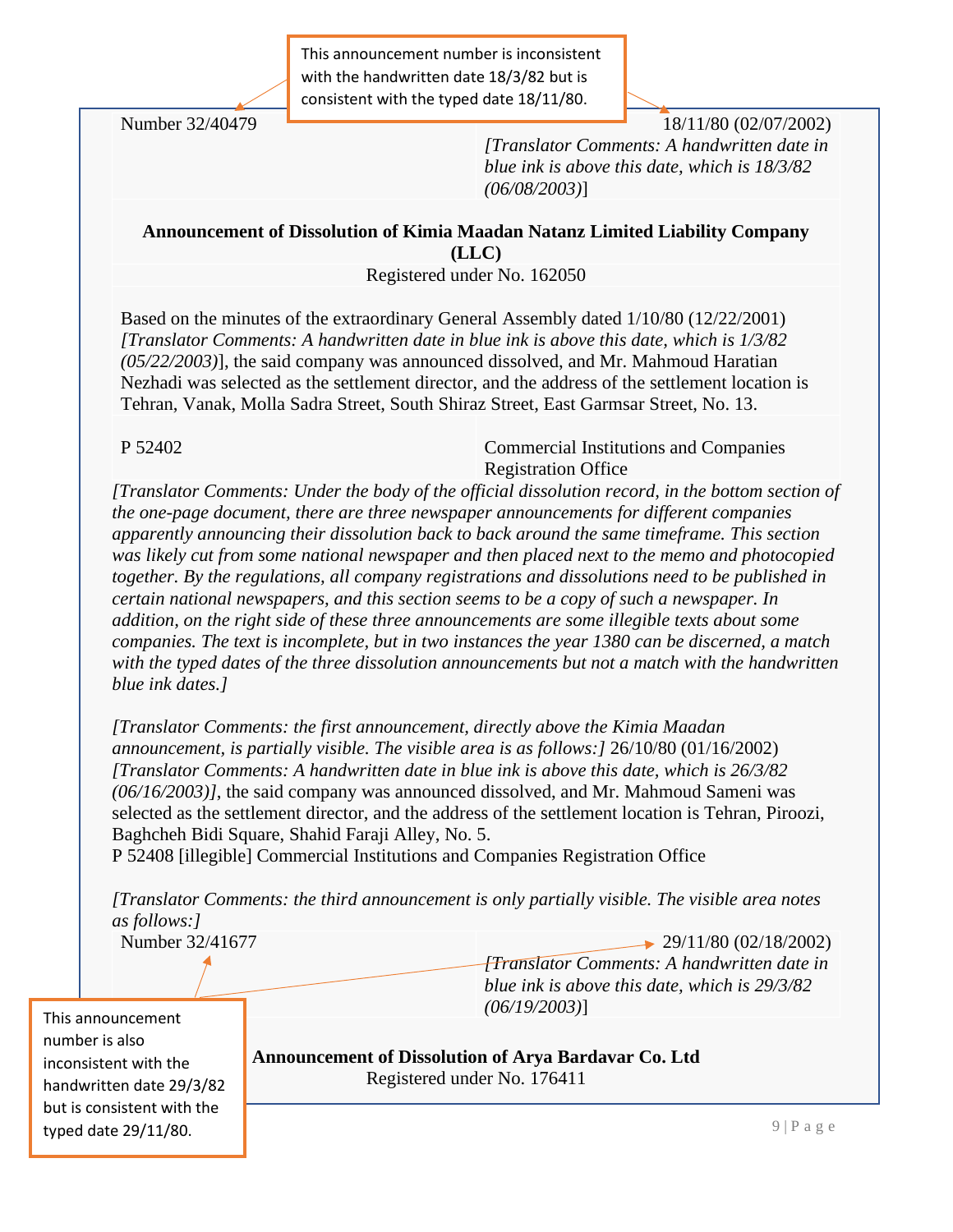This announcement number is inconsistent with the handwritten date 18/3/82 but is consistent with the typed date 18/11/80.

| Number 32/40479 | 18/11/80 (02/07/2002) *[Translator Comments: A handwritten date in blue ink is above this date, which is 18/3/82 (06/08/2003)*] |
|---|---|

**Announcement of Dissolution of Kimia Maadan Natanz Limited Liability Company (LLC)**

Registered under No. 162050

Based on the minutes of the extraordinary General Assembly dated 1/10/80 (12/22/2001) *[Translator Comments: A handwritten date in blue ink is above this date, which is 1/3/82 (05/22/2003)*], the said company was announced dissolved, and Mr. Mahmoud Haratian Nezhadi was selected as the settlement director, and the address of the settlement location is Tehran, Vanak, Molla Sadra Street, South Shiraz Street, East Garmsar Street, No. 13.

| P 52402 | Commercial Institutions and Companies Registration Office |
|---|---|

*[Translator Comments: Under the body of the official dissolution record, in the bottom section of the one-page document, there are three newspaper announcements for different companies apparently announcing their dissolution back to back around the same timeframe. This section was likely cut from some national newspaper and then placed next to the memo and photocopied together. By the regulations, all company registrations and dissolutions need to be published in certain national newspapers, and this section seems to be a copy of such a newspaper. In addition, on the right side of these three announcements are some illegible texts about some companies. The text is incomplete, but in two instances the year 1380 can be discerned, a match with the typed dates of the three dissolution announcements but not a match with the handwritten blue ink dates.]*

*[Translator Comments: the first announcement, directly above the Kimia Maadan announcement, is partially visible. The visible area is as follows:]* 26/10/80 (01/16/2002) *[Translator Comments: A handwritten date in blue ink is above this date, which is 26/3/82 (06/16/2003)]*, the said company was announced dissolved, and Mr. Mahmoud Sameni was selected as the settlement director, and the address of the settlement location is Tehran, Piroozi, Baghcheh Bidi Square, Shahid Faraji Alley, No. 5.
P 52408 [illegible] Commercial Institutions and Companies Registration Office

*[Translator Comments: the third announcement is only partially visible. The visible area notes as follows:]*

| Number 32/41677 | 29/11/80 (02/18/2002) *[Translator Comments: A handwritten date in blue ink is above this date, which is 29/3/82 (06/19/2003)*] |
|---|---|

This announcement number is also inconsistent with the handwritten date 29/3/82 but is consistent with the typed date 29/11/80.

**Announcement of Dissolution of Arya Bardavar Co. Ltd**

Registered under No. 176411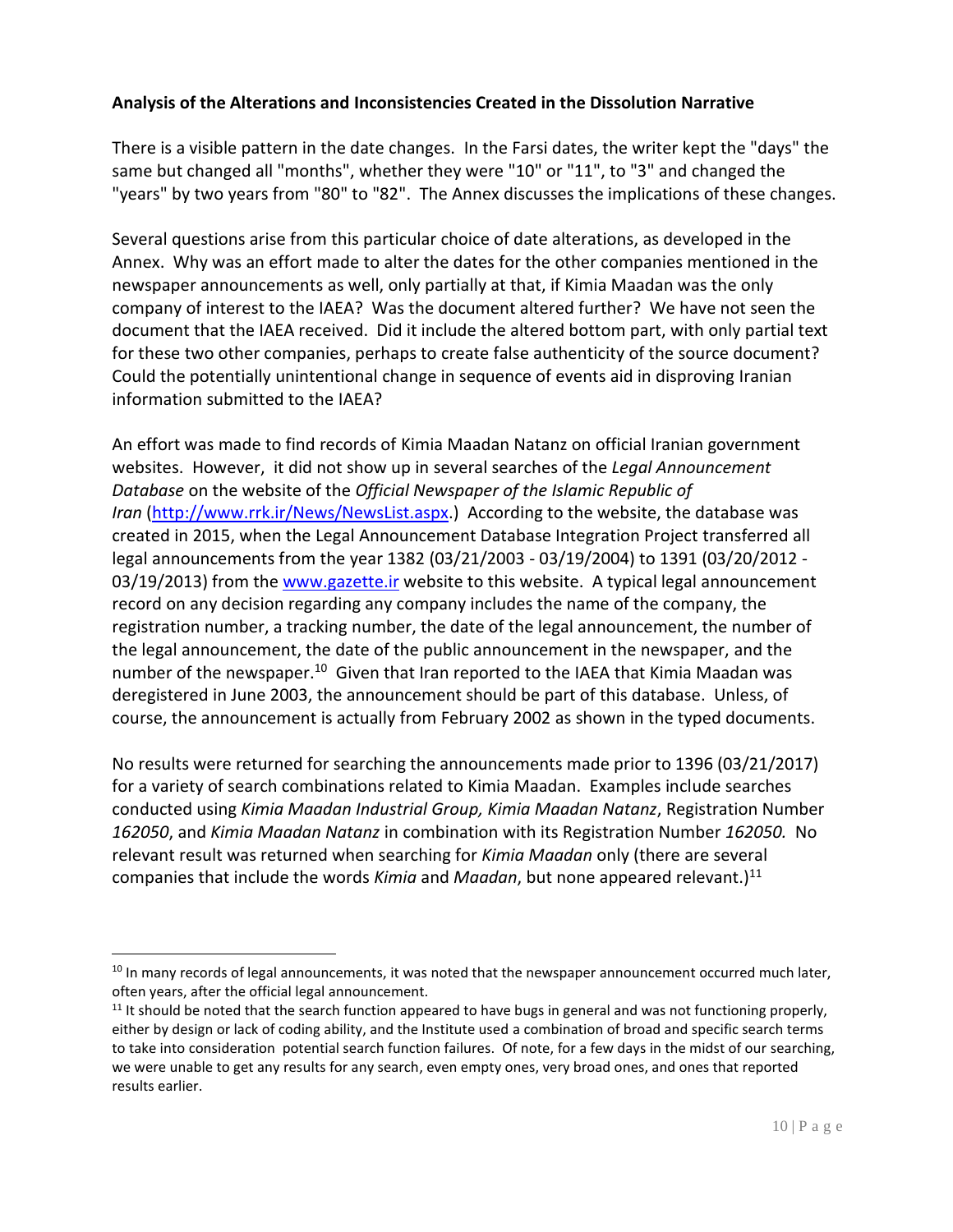**Analysis of the Alterations and Inconsistencies Created in the Dissolution Narrative**

There is a visible pattern in the date changes. In the Farsi dates, the writer kept the "days" the same but changed all "months", whether they were "10" or "11", to "3" and changed the "years" by two years from "80" to "82". The Annex discusses the implications of these changes.

Several questions arise from this particular choice of date alterations, as developed in the Annex. Why was an effort made to alter the dates for the other companies mentioned in the newspaper announcements as well, only partially at that, if Kimia Maadan was the only company of interest to the IAEA? Was the document altered further? We have not seen the document that the IAEA received. Did it include the altered bottom part, with only partial text for these two other companies, perhaps to create false authenticity of the source document? Could the potentially unintentional change in sequence of events aid in disproving Iranian information submitted to the IAEA?

An effort was made to find records of Kimia Maadan Natanz on official Iranian government websites. However, it did not show up in several searches of the *Legal Announcement Database* on the website of the *Official Newspaper of the Islamic Republic of Iran* (http://www.rrk.ir/News/NewsList.aspx.) According to the website, the database was created in 2015, when the Legal Announcement Database Integration Project transferred all legal announcements from the year 1382 (03/21/2003 - 03/19/2004) to 1391 (03/20/2012 - 03/19/2013) from the www.gazette.ir website to this website. A typical legal announcement record on any decision regarding any company includes the name of the company, the registration number, a tracking number, the date of the legal announcement, the number of the legal announcement, the date of the public announcement in the newspaper, and the number of the newspaper.[10] Given that Iran reported to the IAEA that Kimia Maadan was deregistered in June 2003, the announcement should be part of this database. Unless, of course, the announcement is actually from February 2002 as shown in the typed documents.

No results were returned for searching the announcements made prior to 1396 (03/21/2017) for a variety of search combinations related to Kimia Maadan. Examples include searches conducted using *Kimia Maadan Industrial Group, Kimia Maadan Natanz*, Registration Number *162050*, and *Kimia Maadan Natanz* in combination with its Registration Number *162050.* No relevant result was returned when searching for *Kimia Maadan* only (there are several companies that include the words *Kimia* and *Maadan*, but none appeared relevant.)[11]

---

[10] In many records of legal announcements, it was noted that the newspaper announcement occurred much later, often years, after the official legal announcement.

[11] It should be noted that the search function appeared to have bugs in general and was not functioning properly, either by design or lack of coding ability, and the Institute used a combination of broad and specific search terms to take into consideration potential search function failures. Of note, for a few days in the midst of our searching, we were unable to get any results for any search, even empty ones, very broad ones, and ones that reported results earlier.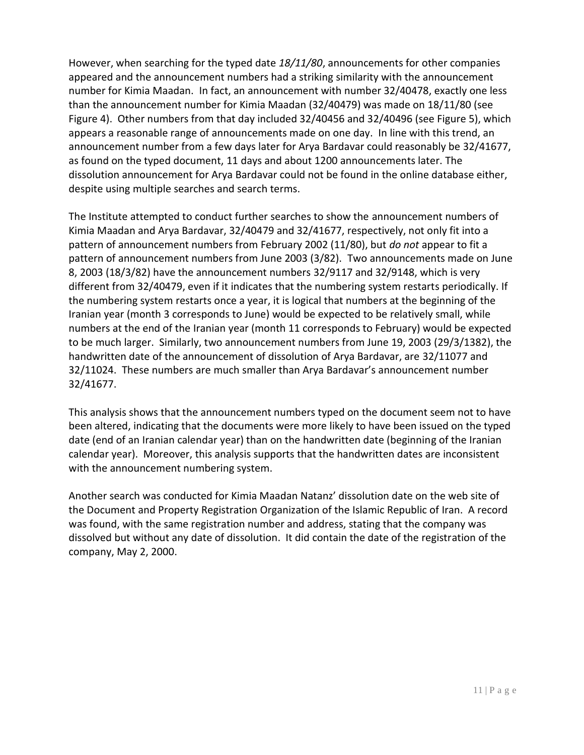However, when searching for the typed date *18/11/80*, announcements for other companies appeared and the announcement numbers had a striking similarity with the announcement number for Kimia Maadan. In fact, an announcement with number 32/40478, exactly one less than the announcement number for Kimia Maadan (32/40479) was made on 18/11/80 (see Figure 4). Other numbers from that day included 32/40456 and 32/40496 (see Figure 5), which appears a reasonable range of announcements made on one day. In line with this trend, an announcement number from a few days later for Arya Bardavar could reasonably be 32/41677, as found on the typed document, 11 days and about 1200 announcements later. The dissolution announcement for Arya Bardavar could not be found in the online database either, despite using multiple searches and search terms.

The Institute attempted to conduct further searches to show the announcement numbers of Kimia Maadan and Arya Bardavar, 32/40479 and 32/41677, respectively, not only fit into a pattern of announcement numbers from February 2002 (11/80), but *do not* appear to fit a pattern of announcement numbers from June 2003 (3/82). Two announcements made on June 8, 2003 (18/3/82) have the announcement numbers 32/9117 and 32/9148, which is very different from 32/40479, even if it indicates that the numbering system restarts periodically. If the numbering system restarts once a year, it is logical that numbers at the beginning of the Iranian year (month 3 corresponds to June) would be expected to be relatively small, while numbers at the end of the Iranian year (month 11 corresponds to February) would be expected to be much larger. Similarly, two announcement numbers from June 19, 2003 (29/3/1382), the handwritten date of the announcement of dissolution of Arya Bardavar, are 32/11077 and 32/11024. These numbers are much smaller than Arya Bardavar's announcement number 32/41677.

This analysis shows that the announcement numbers typed on the document seem not to have been altered, indicating that the documents were more likely to have been issued on the typed date (end of an Iranian calendar year) than on the handwritten date (beginning of the Iranian calendar year). Moreover, this analysis supports that the handwritten dates are inconsistent with the announcement numbering system.

Another search was conducted for Kimia Maadan Natanz' dissolution date on the web site of the Document and Property Registration Organization of the Islamic Republic of Iran. A record was found, with the same registration number and address, stating that the company was dissolved but without any date of dissolution. It did contain the date of the registration of the company, May 2, 2000.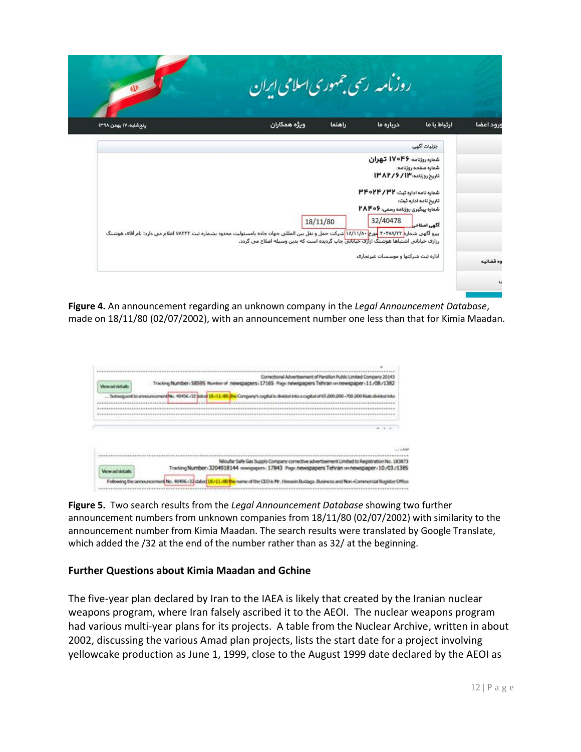Figure 4. An announcement regarding an unknown company in the *Legal Announcement Database*, made on 18/11/80 (02/07/2002), with an announcement number one less than that for Kimia Maadan.

Figure 5. Two search results from the *Legal Announcement Database* showing two further announcement numbers from unknown companies from 18/11/80 (02/07/2002) with similarity to the announcement number from Kimia Maadan. The search results were translated by Google Translate, which added the /32 at the end of the number rather than as 32/ at the beginning.

**Further Questions about Kimia Maadan and Gchine**

The five-year plan declared by Iran to the IAEA is likely that created by the Iranian nuclear weapons program, where Iran falsely ascribed it to the AEOI. The nuclear weapons program had various multi-year plans for its projects. A table from the Nuclear Archive, written in about 2002, discussing the various Amad plan projects, lists the start date for a project involving yellowcake production as June 1, 1999, close to the August 1999 date declared by the AEOI as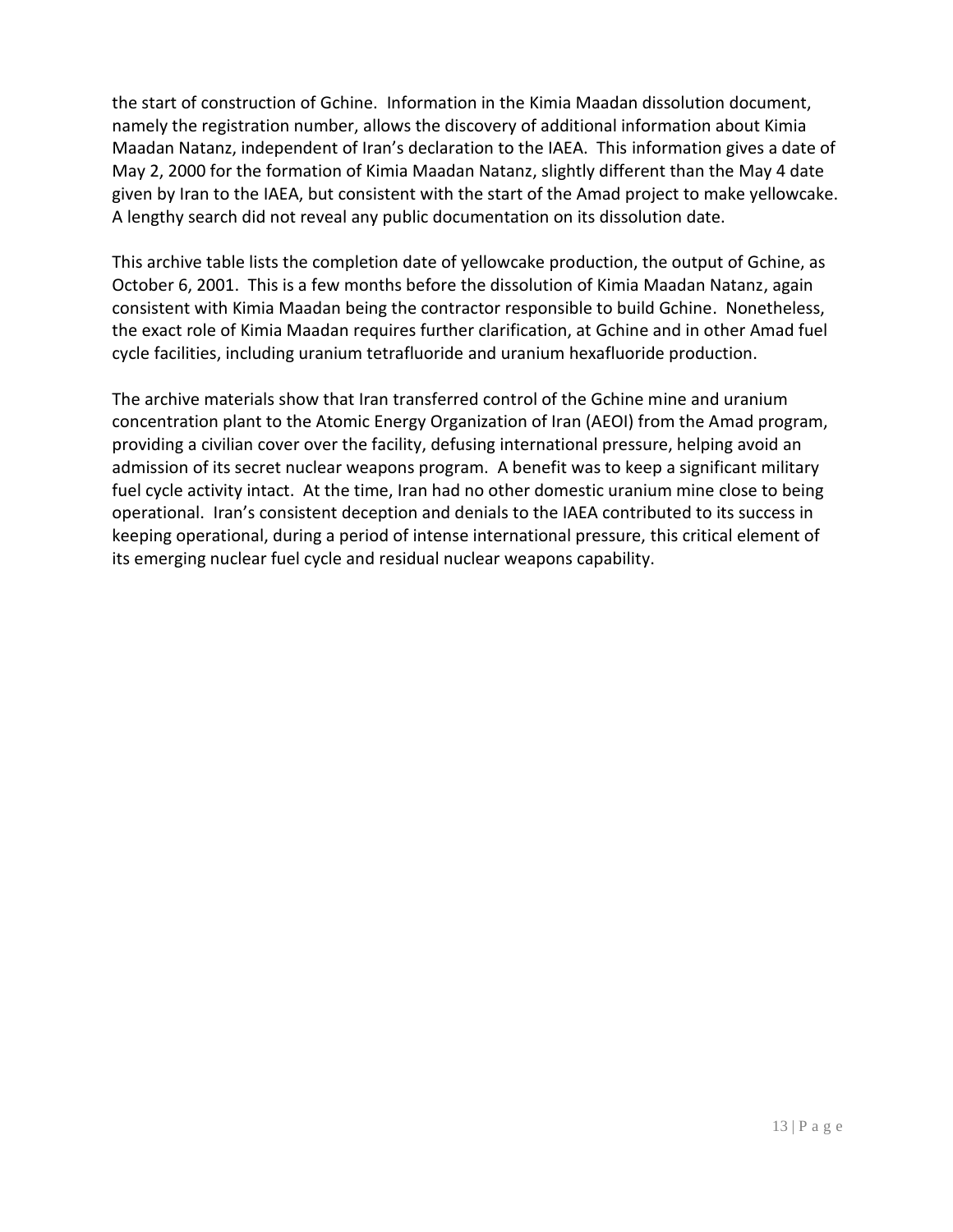the start of construction of Gchine. Information in the Kimia Maadan dissolution document, namely the registration number, allows the discovery of additional information about Kimia Maadan Natanz, independent of Iran's declaration to the IAEA. This information gives a date of May 2, 2000 for the formation of Kimia Maadan Natanz, slightly different than the May 4 date given by Iran to the IAEA, but consistent with the start of the Amad project to make yellowcake. A lengthy search did not reveal any public documentation on its dissolution date.

This archive table lists the completion date of yellowcake production, the output of Gchine, as October 6, 2001. This is a few months before the dissolution of Kimia Maadan Natanz, again consistent with Kimia Maadan being the contractor responsible to build Gchine. Nonetheless, the exact role of Kimia Maadan requires further clarification, at Gchine and in other Amad fuel cycle facilities, including uranium tetrafluoride and uranium hexafluoride production.

The archive materials show that Iran transferred control of the Gchine mine and uranium concentration plant to the Atomic Energy Organization of Iran (AEOI) from the Amad program, providing a civilian cover over the facility, defusing international pressure, helping avoid an admission of its secret nuclear weapons program. A benefit was to keep a significant military fuel cycle activity intact. At the time, Iran had no other domestic uranium mine close to being operational. Iran's consistent deception and denials to the IAEA contributed to its success in keeping operational, during a period of intense international pressure, this critical element of its emerging nuclear fuel cycle and residual nuclear weapons capability.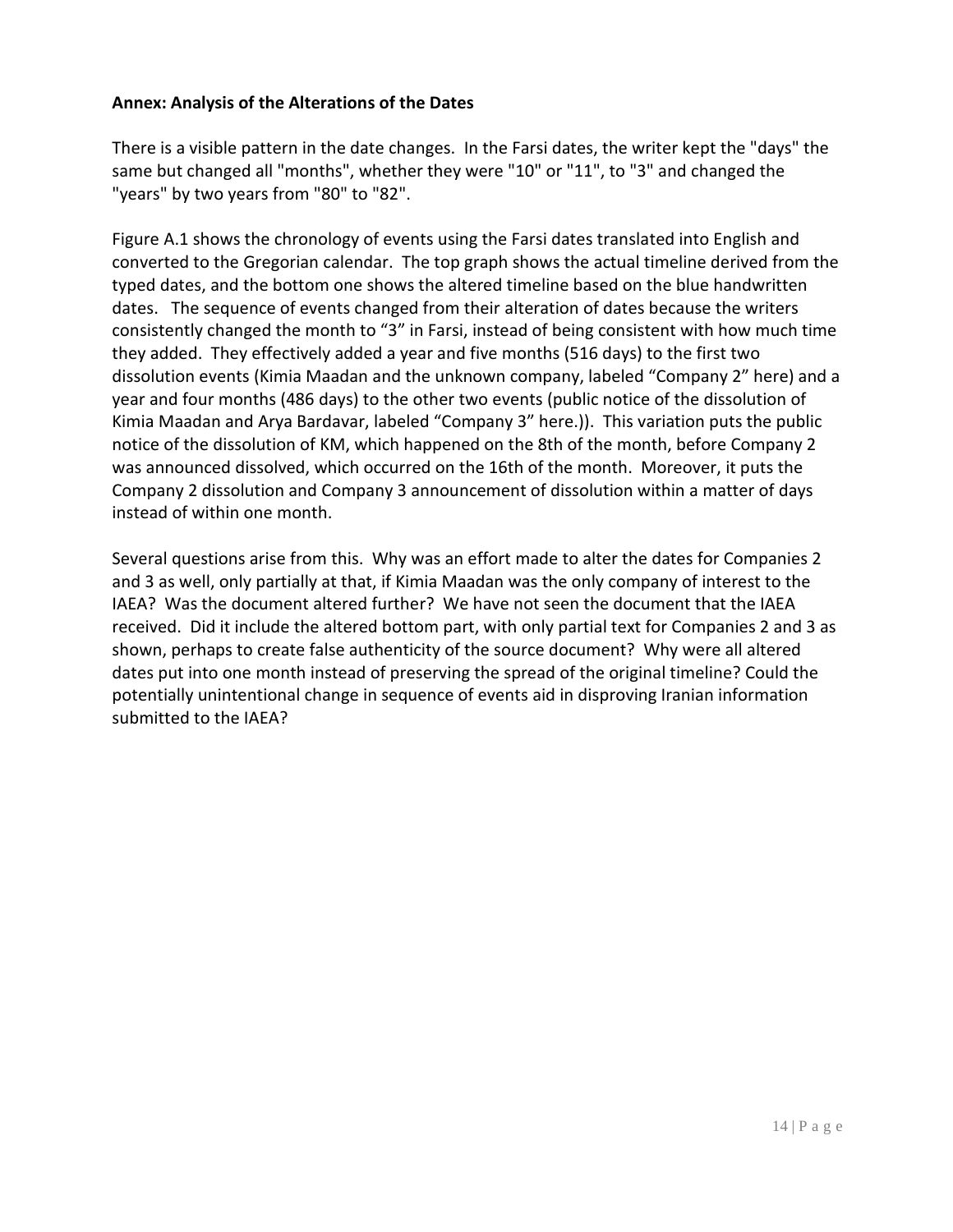**Annex: Analysis of the Alterations of the Dates**

There is a visible pattern in the date changes. In the Farsi dates, the writer kept the "days" the same but changed all "months", whether they were "10" or "11", to "3" and changed the "years" by two years from "80" to "82".

Figure A.1 shows the chronology of events using the Farsi dates translated into English and converted to the Gregorian calendar. The top graph shows the actual timeline derived from the typed dates, and the bottom one shows the altered timeline based on the blue handwritten dates. The sequence of events changed from their alteration of dates because the writers consistently changed the month to "3" in Farsi, instead of being consistent with how much time they added. They effectively added a year and five months (516 days) to the first two dissolution events (Kimia Maadan and the unknown company, labeled "Company 2" here) and a year and four months (486 days) to the other two events (public notice of the dissolution of Kimia Maadan and Arya Bardavar, labeled "Company 3" here.)). This variation puts the public notice of the dissolution of KM, which happened on the 8th of the month, before Company 2 was announced dissolved, which occurred on the 16th of the month. Moreover, it puts the Company 2 dissolution and Company 3 announcement of dissolution within a matter of days instead of within one month.

Several questions arise from this. Why was an effort made to alter the dates for Companies 2 and 3 as well, only partially at that, if Kimia Maadan was the only company of interest to the IAEA? Was the document altered further? We have not seen the document that the IAEA received. Did it include the altered bottom part, with only partial text for Companies 2 and 3 as shown, perhaps to create false authenticity of the source document? Why were all altered dates put into one month instead of preserving the spread of the original timeline? Could the potentially unintentional change in sequence of events aid in disproving Iranian information submitted to the IAEA?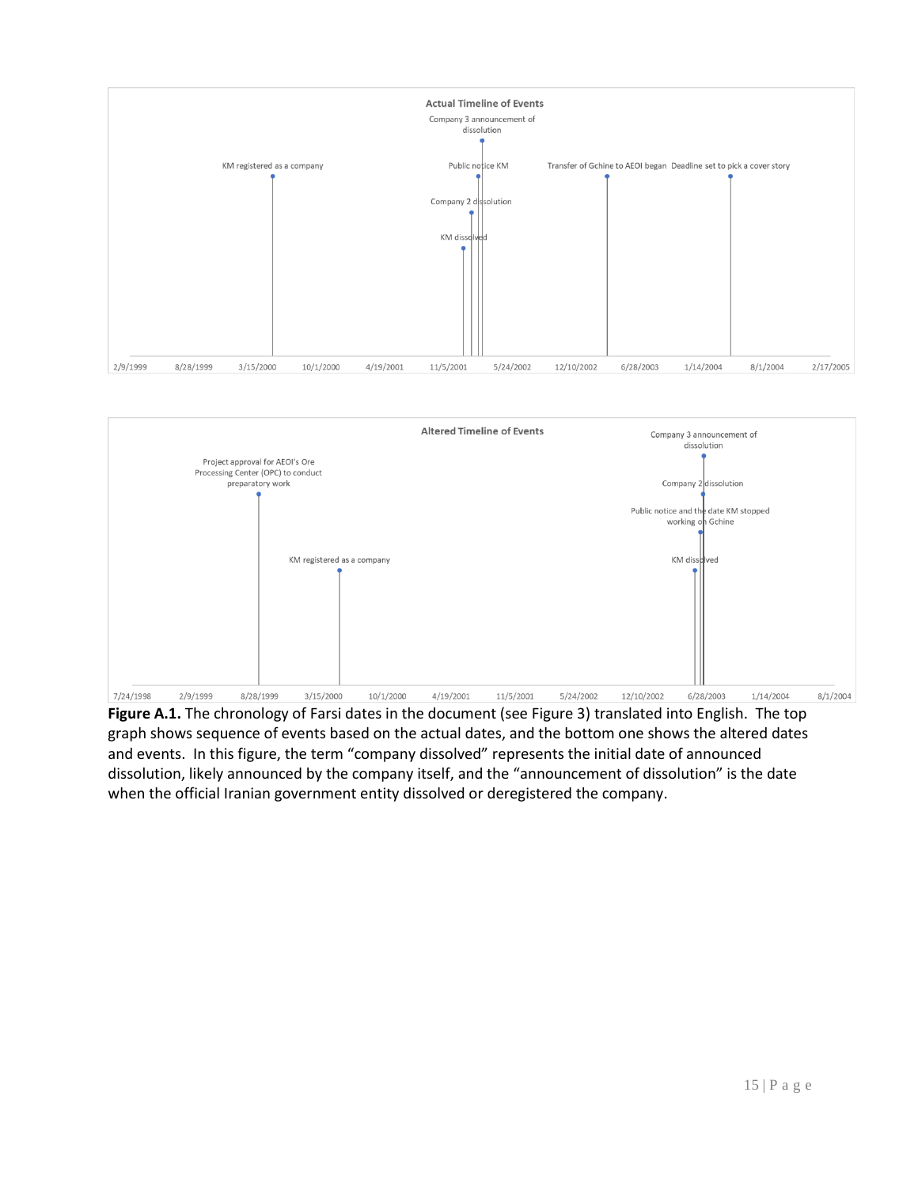Actual Timeline of Events

Company 3 announcement of dissolution

KM registered as a company

Public notice KM

Transfer of Gchine to AEOI began

Deadline set to pick a cover story

Company 2 dissolution

KM dissolved

2/9/1999 8/28/1999 3/15/2000 10/1/2000 4/19/2001 11/5/2001 5/24/2002 12/10/2002 6/28/2003 1/14/2004 8/1/2004 2/17/2005

Altered Timeline of Events

Company 3 announcement of dissolution

Project approval for AEOI's Ore Processing Center (OPC) to conduct preparatory work

Company 2 dissolution

Public notice and the date KM stopped working on Gchine

KM registered as a company

KM dissolved

7/24/1998 2/9/1999 8/28/1999 3/15/2000 10/1/2000 4/19/2001 11/5/2001 5/24/2002 12/10/2002 6/28/2003 1/14/2004 8/1/2004

**Figure A.1.** The chronology of Farsi dates in the document (see Figure 3) translated into English. The top graph shows sequence of events based on the actual dates, and the bottom one shows the altered dates and events. In this figure, the term "company dissolved" represents the initial date of announced dissolution, likely announced by the company itself, and the "announcement of dissolution" is the date when the official Iranian government entity dissolved or deregistered the company.